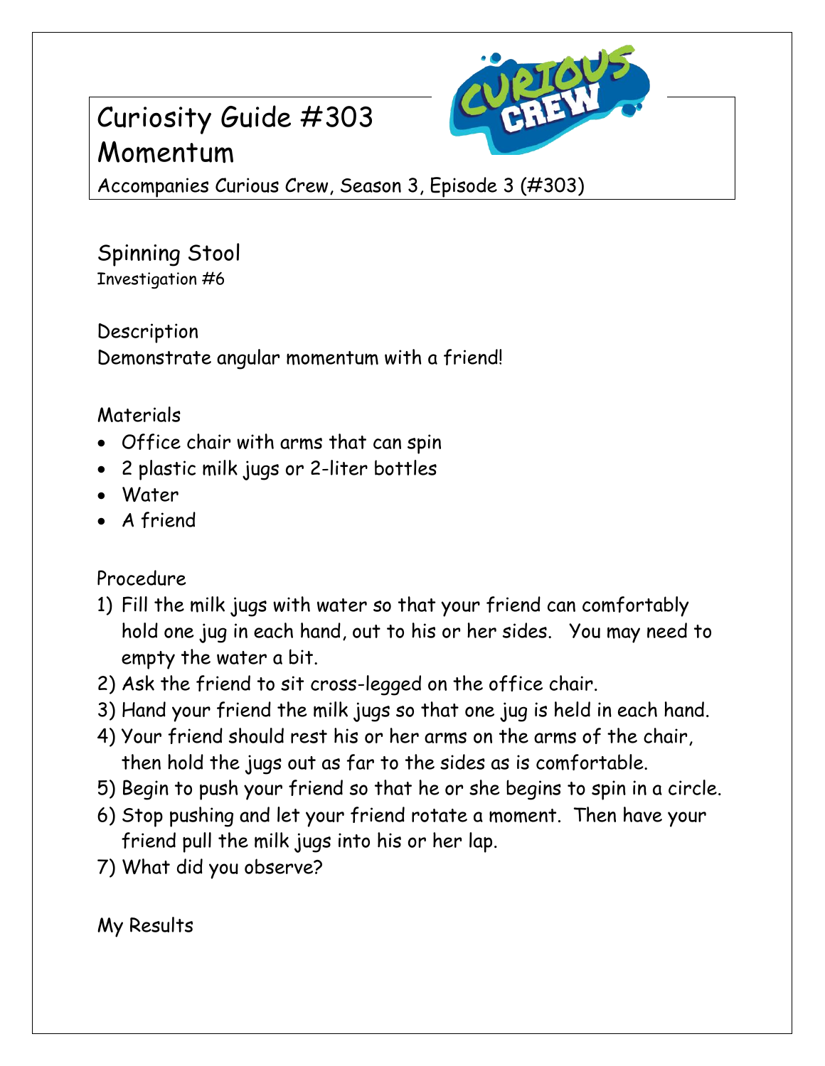# Curiosity Guide #303
# Momentum

Accompanies Curious Crew, Season 3, Episode 3 (#303)

## Spinning Stool

Investigation #6

### Description

Demonstrate angular momentum with a friend!

### Materials

- Office chair with arms that can spin
- 2 plastic milk jugs or 2-liter bottles
- Water
- A friend

### Procedure

1) Fill the milk jugs with water so that your friend can comfortably hold one jug in each hand, out to his or her sides. You may need to empty the water a bit.
2) Ask the friend to sit cross-legged on the office chair.
3) Hand your friend the milk jugs so that one jug is held in each hand.
4) Your friend should rest his or her arms on the arms of the chair, then hold the jugs out as far to the sides as is comfortable.
5) Begin to push your friend so that he or she begins to spin in a circle.
6) Stop pushing and let your friend rotate a moment. Then have your friend pull the milk jugs into his or her lap.
7) What did you observe?

### My Results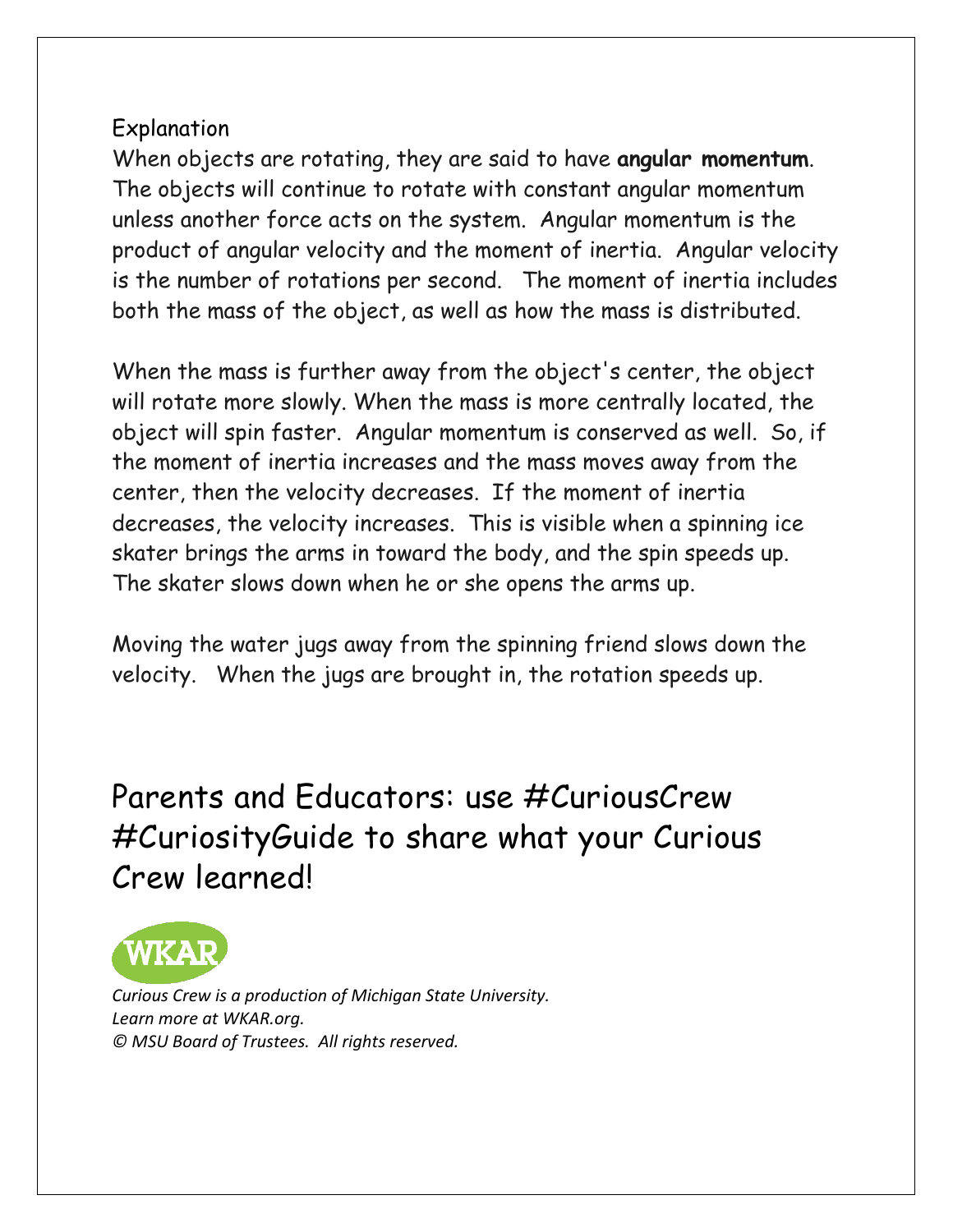## Explanation

When objects are rotating, they are said to have **angular momentum**. The objects will continue to rotate with constant angular momentum unless another force acts on the system. Angular momentum is the product of angular velocity and the moment of inertia. Angular velocity is the number of rotations per second. The moment of inertia includes both the mass of the object, as well as how the mass is distributed.

When the mass is further away from the object's center, the object will rotate more slowly. When the mass is more centrally located, the object will spin faster. Angular momentum is conserved as well. So, if the moment of inertia increases and the mass moves away from the center, then the velocity decreases. If the moment of inertia decreases, the velocity increases. This is visible when a spinning ice skater brings the arms in toward the body, and the spin speeds up. The skater slows down when he or she opens the arms up.

Moving the water jugs away from the spinning friend slows down the velocity. When the jugs are brought in, the rotation speeds up.

# Parents and Educators: use #CuriousCrew #CuriosityGuide to share what your Curious Crew learned!

WKAR

*Curious Crew is a production of Michigan State University.*
*Learn more at WKAR.org.*
*© MSU Board of Trustees. All rights reserved.*